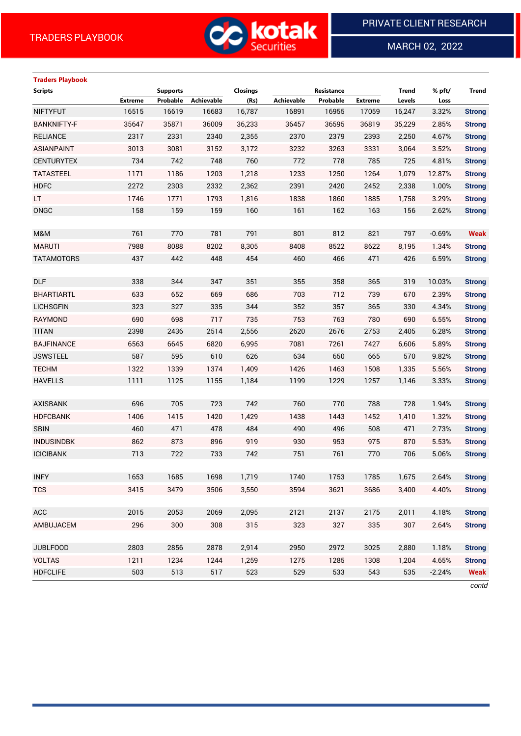TRADERS PLAYBOOK

PRIVATE CLIENT RESEARCH

MARCH 02, 2022

### Traders Playbook

| Scripts | Supports | | | Closings | Resistance | | | Trend | % pft/ | Trend |
|---|---|---|---|---|---|---|---|---|---|---|
| | Extreme | Probable | Achievable | (Rs) | Achievable | Probable | Extreme | Levels | Loss | |
| NIFTYFUT | 16515 | 16619 | 16683 | 16,787 | 16891 | 16955 | 17059 | 16,247 | 3.32% | Strong |
| BANKNIFTY-F | 35647 | 35871 | 36009 | 36,233 | 36457 | 36595 | 36819 | 35,229 | 2.85% | Strong |
| RELIANCE | 2317 | 2331 | 2340 | 2,355 | 2370 | 2379 | 2393 | 2,250 | 4.67% | Strong |
| ASIANPAINT | 3013 | 3081 | 3152 | 3,172 | 3232 | 3263 | 3331 | 3,064 | 3.52% | Strong |
| CENTURYTEX | 734 | 742 | 748 | 760 | 772 | 778 | 785 | 725 | 4.81% | Strong |
| TATASTEEL | 1171 | 1186 | 1203 | 1,218 | 1233 | 1250 | 1264 | 1,079 | 12.87% | Strong |
| HDFC | 2272 | 2303 | 2332 | 2,362 | 2391 | 2420 | 2452 | 2,338 | 1.00% | Strong |
| LT | 1746 | 1771 | 1793 | 1,816 | 1838 | 1860 | 1885 | 1,758 | 3.29% | Strong |
| ONGC | 158 | 159 | 159 | 160 | 161 | 162 | 163 | 156 | 2.62% | Strong |
| | | | | | | | | | | |
| M&M | 761 | 770 | 781 | 791 | 801 | 812 | 821 | 797 | -0.69% | Weak |
| MARUTI | 7988 | 8088 | 8202 | 8,305 | 8408 | 8522 | 8622 | 8,195 | 1.34% | Strong |
| TATAMOTORS | 437 | 442 | 448 | 454 | 460 | 466 | 471 | 426 | 6.59% | Strong |
| | | | | | | | | | | |
| DLF | 338 | 344 | 347 | 351 | 355 | 358 | 365 | 319 | 10.03% | Strong |
| BHARTIARTL | 633 | 652 | 669 | 686 | 703 | 712 | 739 | 670 | 2.39% | Strong |
| LICHSGFIN | 323 | 327 | 335 | 344 | 352 | 357 | 365 | 330 | 4.34% | Strong |
| RAYMOND | 690 | 698 | 717 | 735 | 753 | 763 | 780 | 690 | 6.55% | Strong |
| TITAN | 2398 | 2436 | 2514 | 2,556 | 2620 | 2676 | 2753 | 2,405 | 6.28% | Strong |
| BAJFINANCE | 6563 | 6645 | 6820 | 6,995 | 7081 | 7261 | 7427 | 6,606 | 5.89% | Strong |
| JSWSTEEL | 587 | 595 | 610 | 626 | 634 | 650 | 665 | 570 | 9.82% | Strong |
| TECHM | 1322 | 1339 | 1374 | 1,409 | 1426 | 1463 | 1508 | 1,335 | 5.56% | Strong |
| HAVELLS | 1111 | 1125 | 1155 | 1,184 | 1199 | 1229 | 1257 | 1,146 | 3.33% | Strong |
| | | | | | | | | | | |
| AXISBANK | 696 | 705 | 723 | 742 | 760 | 770 | 788 | 728 | 1.94% | Strong |
| HDFCBANK | 1406 | 1415 | 1420 | 1,429 | 1438 | 1443 | 1452 | 1,410 | 1.32% | Strong |
| SBIN | 460 | 471 | 478 | 484 | 490 | 496 | 508 | 471 | 2.73% | Strong |
| INDUSINDBK | 862 | 873 | 896 | 919 | 930 | 953 | 975 | 870 | 5.53% | Strong |
| ICICIBANK | 713 | 722 | 733 | 742 | 751 | 761 | 770 | 706 | 5.06% | Strong |
| | | | | | | | | | | |
| INFY | 1653 | 1685 | 1698 | 1,719 | 1740 | 1753 | 1785 | 1,675 | 2.64% | Strong |
| TCS | 3415 | 3479 | 3506 | 3,550 | 3594 | 3621 | 3686 | 3,400 | 4.40% | Strong |
| | | | | | | | | | | |
| ACC | 2015 | 2053 | 2069 | 2,095 | 2121 | 2137 | 2175 | 2,011 | 4.18% | Strong |
| AMBUJACEM | 296 | 300 | 308 | 315 | 323 | 327 | 335 | 307 | 2.64% | Strong |
| | | | | | | | | | | |
| JUBLFOOD | 2803 | 2856 | 2878 | 2,914 | 2950 | 2972 | 3025 | 2,880 | 1.18% | Strong |
| VOLTAS | 1211 | 1234 | 1244 | 1,259 | 1275 | 1285 | 1308 | 1,204 | 4.65% | Strong |
| HDFCLIFE | 503 | 513 | 517 | 523 | 529 | 533 | 543 | 535 | -2.24% | Weak |

*contd*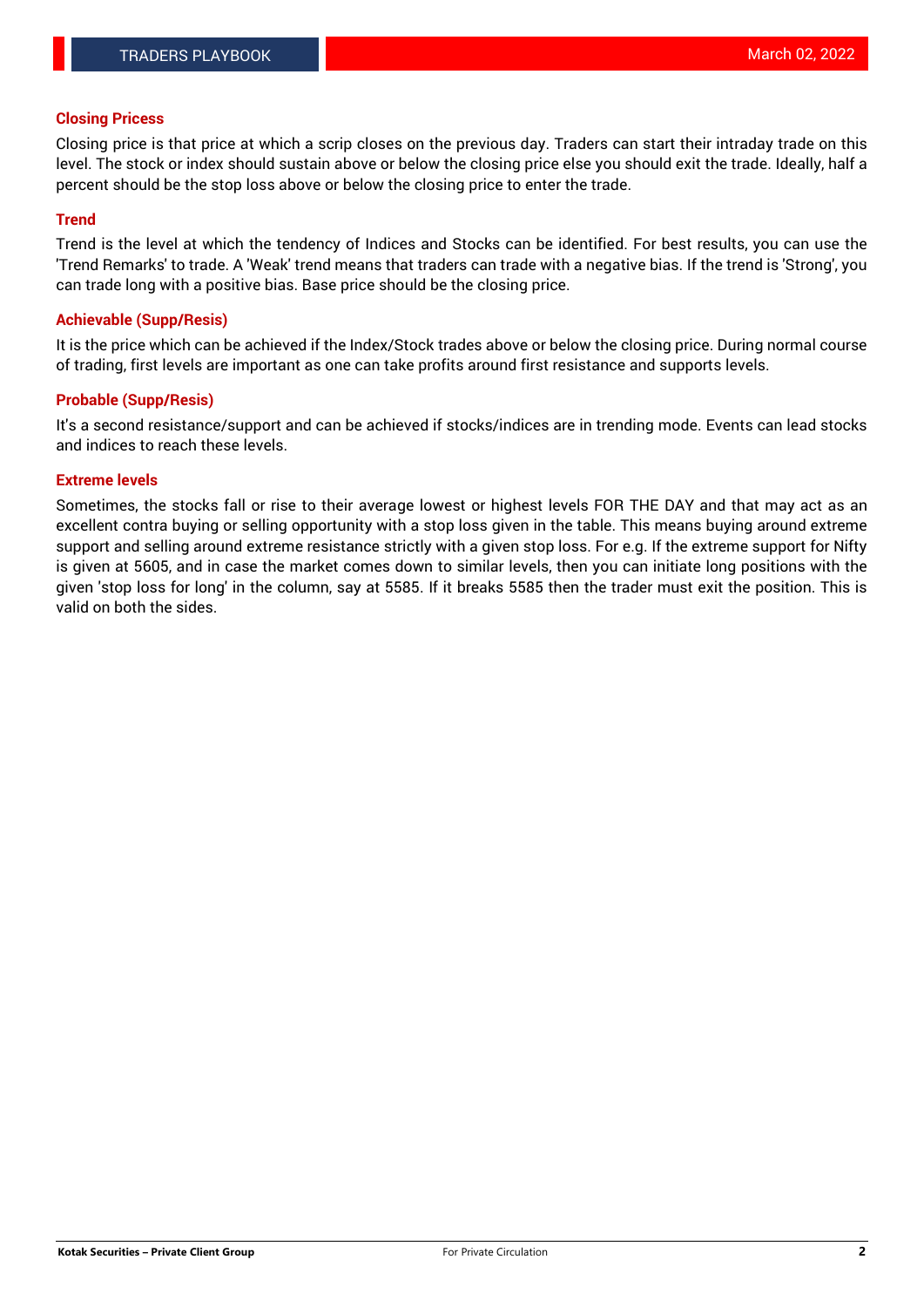## Closing Pricess

Closing price is that price at which a scrip closes on the previous day. Traders can start their intraday trade on this level. The stock or index should sustain above or below the closing price else you should exit the trade. Ideally, half a percent should be the stop loss above or below the closing price to enter the trade.

## Trend

Trend is the level at which the tendency of Indices and Stocks can be identified. For best results, you can use the 'Trend Remarks' to trade. A 'Weak' trend means that traders can trade with a negative bias. If the trend is 'Strong', you can trade long with a positive bias. Base price should be the closing price.

## Achievable (Supp/Resis)

It is the price which can be achieved if the Index/Stock trades above or below the closing price. During normal course of trading, first levels are important as one can take profits around first resistance and supports levels.

## Probable (Supp/Resis)

It's a second resistance/support and can be achieved if stocks/indices are in trending mode. Events can lead stocks and indices to reach these levels.

## Extreme levels

Sometimes, the stocks fall or rise to their average lowest or highest levels FOR THE DAY and that may act as an excellent contra buying or selling opportunity with a stop loss given in the table. This means buying around extreme support and selling around extreme resistance strictly with a given stop loss. For e.g. If the extreme support for Nifty is given at 5605, and in case the market comes down to similar levels, then you can initiate long positions with the given 'stop loss for long' in the column, say at 5585. If it breaks 5585 then the trader must exit the position. This is valid on both the sides.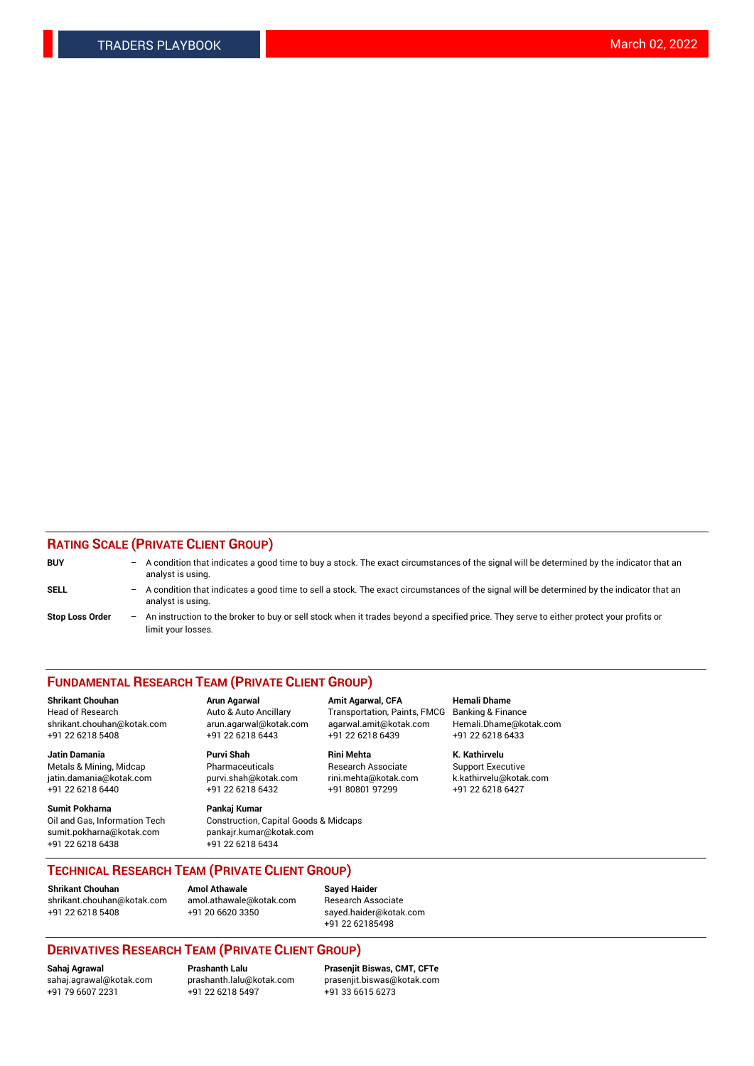## RATING SCALE (PRIVATE CLIENT GROUP)

**BUY** – A condition that indicates a good time to buy a stock. The exact circumstances of the signal will be determined by the indicator that an analyst is using.

**SELL** – A condition that indicates a good time to sell a stock. The exact circumstances of the signal will be determined by the indicator that an analyst is using.

**Stop Loss Order** – An instruction to the broker to buy or sell stock when it trades beyond a specified price. They serve to either protect your profits or limit your losses.

## FUNDAMENTAL RESEARCH TEAM (PRIVATE CLIENT GROUP)

**Shrikant Chouhan**
Head of Research
shrikant.chouhan@kotak.com
+91 22 6218 5408

**Arun Agarwal**
Auto & Auto Ancillary
arun.agarwal@kotak.com
+91 22 6218 6443

**Amit Agarwal, CFA**
Transportation, Paints, FMCG
agarwal.amit@kotak.com
+91 22 6218 6439

**Hemali Dhame**
Banking & Finance
Hemali.Dhame@kotak.com
+91 22 6218 6433

**Jatin Damania**
Metals & Mining, Midcap
jatin.damania@kotak.com
+91 22 6218 6440

**Purvi Shah**
Pharmaceuticals
purvi.shah@kotak.com
+91 22 6218 6432

**Rini Mehta**
Research Associate
rini.mehta@kotak.com
+91 80801 97299

**K. Kathirvelu**
Support Executive
k.kathirvelu@kotak.com
+91 22 6218 6427

**Sumit Pokharna**
Oil and Gas, Information Tech
sumit.pokharna@kotak.com
+91 22 6218 6438

**Pankaj Kumar**
Construction, Capital Goods & Midcaps
pankajr.kumar@kotak.com
+91 22 6218 6434

## TECHNICAL RESEARCH TEAM (PRIVATE CLIENT GROUP)

**Shrikant Chouhan**
shrikant.chouhan@kotak.com
+91 22 6218 5408

**Amol Athawale**
amol.athawale@kotak.com
+91 20 6620 3350

**Sayed Haider**
Research Associate
sayed.haider@kotak.com
+91 22 62185498

## DERIVATIVES RESEARCH TEAM (PRIVATE CLIENT GROUP)

**Sahaj Agrawal**
sahaj.agrawal@kotak.com
+91 79 6607 2231

**Prashanth Lalu**
prashanth.lalu@kotak.com
+91 22 6218 5497

**Prasenjit Biswas, CMT, CFTe**
prasenjit.biswas@kotak.com
+91 33 6615 6273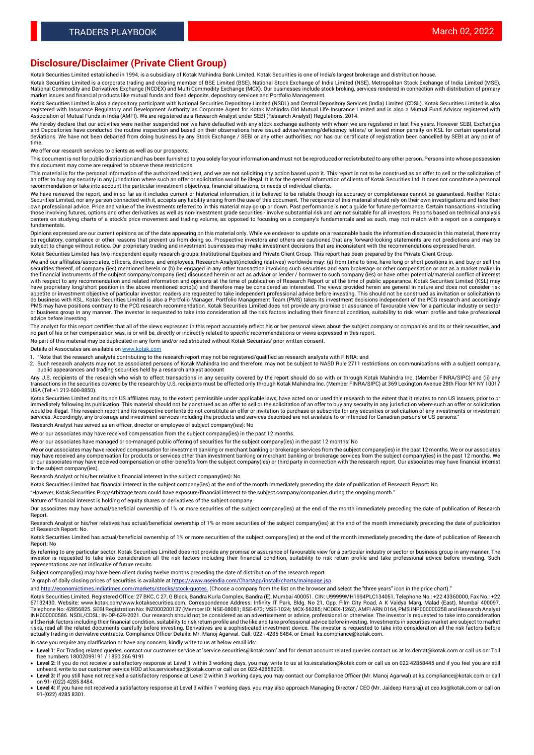# Disclosure/Disclaimer (Private Client Group)

Kotak Securities Limited established in 1994, is a subsidiary of Kotak Mahindra Bank Limited. Kotak Securities is one of India's largest brokerage and distribution house.

Kotak Securities Limited is a corporate trading and clearing member of BSE Limited (BSE), National Stock Exchange of India Limited (NSE), Metropolitan Stock Exchange of India Limited (MSE), National Commodity and Derivatives Exchange (NCDEX) and Multi Commodity Exchange (MCX). Our businesses include stock broking, services rendered in connection with distribution of primary market issues and financial products like mutual funds and fixed deposits, depository services and Portfolio Management.

Kotak Securities Limited is also a depository participant with National Securities Depository Limited (NSDL) and Central Depository Services (India) Limited (CDSL). Kotak Securities Limited is also registered with Insurance Regulatory and Development Authority as Corporate Agent for Kotak Mahindra Old Mutual Life Insurance Limited and is also a Mutual Fund Advisor registered with Association of Mutual Funds in India (AMFI). We are registered as a Research Analyst under SEBI (Research Analyst) Regulations, 2014.

We hereby declare that our activities were neither suspended nor we have defaulted with any stock exchange authority with whom we are registered in last five years. However SEBI, Exchanges and Depositories have conducted the routine inspection and based on their observations have issued advise/warning/deficiency letters/ or levied minor penalty on KSL for certain operational deviations. We have not been debarred from doing business by any Stock Exchange / SEBI or any other authorities; nor has our certificate of registration been cancelled by SEBI at any point of time.

We offer our research services to clients as well as our prospects.

This document is not for public distribution and has been furnished to you solely for your information and must not be reproduced or redistributed to any other person. Persons into whose possession this document may come are required to observe these restrictions.

This material is for the personal information of the authorized recipient, and we are not soliciting any action based upon it. This report is not to be construed as an offer to sell or the solicitation of an offer to buy any security in any jurisdiction where such an offer or solicitation would be illegal. It is for the general information of clients of Kotak Securities Ltd. It does not constitute a personal recommendation or take into account the particular investment objectives, financial situations, or needs of individual clients.

We have reviewed the report, and in so far as it includes current or historical information, it is believed to be reliable though its accuracy or completeness cannot be guaranteed. Neither Kotak Securities Limited, nor any person connected with it, accepts any liability arising from the use of this document. The recipients of this material should rely on their own investigations and take their own professional advice. Price and value of the investments referred to in this material may go up or down. Past performance is not a guide for future performance. Certain transactions -including those involving futures, options and other derivatives as well as non-investment grade securities - involve substantial risk and are not suitable for all investors. Reports based on technical analysis centers on studying charts of a stock's price movement and trading volume, as opposed to focusing on a company's fundamentals and as such, may not match with a report on a company's fundamentals.

Opinions expressed are our current opinions as of the date appearing on this material only. While we endeavor to update on a reasonable basis the information discussed in this material, there may be regulatory, compliance or other reasons that prevent us from doing so. Prospective investors and others are cautioned that any forward-looking statements are not predictions and may be subject to change without notice. Our proprietary trading and investment businesses may make investment decisions that are inconsistent with the recommendations expressed herein.

Kotak Securities Limited has two independent equity research groups: Institutional Equities and Private Client Group. This report has been prepared by the Private Client Group.

We and our affiliates/associates, officers, directors, and employees, Research Analyst(including relatives) worldwide may: (a) from time to time, have long or short positions in, and buy or sell the securities thereof, of company (ies) mentioned herein or (b) be engaged in any other transaction involving such securities and earn brokerage or other compensation or act as a market maker in the financial instruments of the subject company/company (ies) discussed herein or act as advisor or lender / borrower to such company (ies) or have other potential/material conflict of interest with respect to any recommendation and related information and opinions at the time of publication of Research Report or at the time of public appearance. Kotak Securities Limited (KSL) may have proprietary long/short position in the above mentioned scrip(s) and therefore may be considered as interested. The views provided herein are general in nature and does not consider risk appetite or investment objective of particular investor; readers are requested to take independent professional advice before investing. This should not be construed as invitation or solicitation to do business with KSL. Kotak Securities Limited is also a Portfolio Manager. Portfolio Management Team (PMS) takes its investment decisions independent of the PCG research and accordingly PMS may have positions contrary to the PCG research recommendation. Kotak Securities Limited does not provide any promise or assurance of favourable view for a particular industry or sector or business group in any manner. The investor is requested to take into consideration all the risk factors including their financial condition, suitability to risk return profile and take professional advice before investing.

The analyst for this report certifies that all of the views expressed in this report accurately reflect his or her personal views about the subject company or companies and its or their securities, and no part of his or her compensation was, is or will be, directly or indirectly related to specific recommendations or views expressed in this report.

No part of this material may be duplicated in any form and/or redistributed without Kotak Securities' prior written consent.

Details of Associates are available on www.kotak.com

1. "Note that the research analysts contributing to the research report may not be registered/qualified as research analysts with FINRA; and
2. Such research analysts may not be associated persons of Kotak Mahindra Inc and therefore, may not be subject to NASD Rule 2711 restrictions on communications with a subject company, public appearances and trading securities held by a research analyst account

Any U.S. recipients of the research who wish to effect transactions in any security covered by the report should do so with or through Kotak Mahindra Inc. (Member FINRA/SIPC) and (ii) any transactions in the securities covered by the research by U.S. recipients must be effected only through Kotak Mahindra Inc. (Member FINRA/SIPC) at 369 Lexington Avenue 28th Floor NY NY 10017 USA (Tel:+1 212-600-8850).

Kotak Securities Limited and its non US affiliates may, to the extent permissible under applicable laws, have acted on or used this research to the extent that it relates to non US issuers, prior to or immediately following its publication. This material should not be construed as an offer to sell or the solicitation of an offer to buy any security in any jurisdiction where such an offer or solicitation would be illegal. This research report and its respective contents do not constitute an offer or invitation to purchase or subscribe for any securities or solicitation of any investments or investment services. Accordingly, any brokerage and investment services including the products and services described are not available to or intended for Canadian persons or US persons."

Research Analyst has served as an officer, director or employee of subject company(ies): No

We or our associates may have received compensation from the subject company(ies) in the past 12 months.

We or our associates have managed or co-managed public offering of securities for the subject company(ies) in the past 12 months: No

We or our associates may have received compensation for investment banking or merchant banking or brokerage services from the subject company(ies) in the past 12 months. We or our associates may have received any compensation for products or services other than investment banking or merchant banking or brokerage services from the subject company(ies) in the past 12 months. We or our associates may have received compensation or other benefits from the subject company(ies) or third party in connection with the research report. Our associates may have financial interest in the subject company(ies).

Research Analyst or his/her relative's financial interest in the subject company(ies): No

Kotak Securities Limited has financial interest in the subject company(ies) at the end of the month immediately preceding the date of publication of Research Report: No

"However, Kotak Securities Prop/Arbitrage team could have exposure/financial interest to the subject company/companies during the ongoing month."

Nature of financial interest is holding of equity shares or derivatives of the subject company.

Our associates may have actual/beneficial ownership of 1% or more securities of the subject company(ies) at the end of the month immediately preceding the date of publication of Research Report.

Research Analyst or his/her relatives has actual/beneficial ownership of 1% or more securities of the subject company(ies) at the end of the month immediately preceding the date of publication of Research Report: No.

Kotak Securities Limited has actual/beneficial ownership of 1% or more securities of the subject company(ies) at the end of the month immediately preceding the date of publication of Research Report: No

By referring to any particular sector, Kotak Securities Limited does not provide any promise or assurance of favourable view for a particular industry or sector or business group in any manner. The investor is requested to take into consideration all the risk factors including their financial condition, suitability to risk return profile and take professional advice before investing. Such representations are not indicative of future results.

Subject company(ies) may have been client during twelve months preceding the date of distribution of the research report.

"A graph of daily closing prices of securities is available at https://www.nseindia.com/ChartApp/install/charts/mainpage.jsp

and http://economictimes.indiatimes.com/markets/stocks/stock-quotes. (Choose a company from the list on the browser and select the "three years" icon in the price chart)."

Kotak Securities Limited. Registered Office: 27 BKC, C 27, G Block, Bandra Kurla Complex, Bandra (E), Mumbai 400051. CIN: U99999MH1994PLC134051, Telephone No.: +22 43360000, Fax No.: +22 67132430. Website: www.kotak.com/www.kotaksecurities.com. Correspondence Address: Infinity IT Park, Bldg. No 21, Opp. Film City Road, A K Vaidya Marg, Malad (East), Mumbai 400097. Telephone No: 42856825. SEBI Registration No: INZ000200137 (Member ID: NSE-08081; BSE-673; MSE-1024; MCX-56285; NCDEX-1262), AMFI ARN 0164, PMS INP000000258 and Research Analyst INH000000586. NSDL/CDSL: IN-DP-629-2021. Our research should not be considered as an advertisement or advice, professional or otherwise. The investor is requested to take into consideration all the risk factors including their financial condition, suitability to risk return profile and the like and take professional advice before investing. Investments in securities market are subject to market risks, read all the related documents carefully before investing. Derivatives are a sophisticated investment device. The investor is requested to take into consideration all the risk factors before actually trading in derivative contracts. Compliance Officer Details: Mr. Manoj Agarwal. Call: 022 - 4285 8484, or Email: ks.compliance@kotak.com.

In case you require any clarification or have any concern, kindly write to us at below email ids:

- **Level 1**: For Trading related queries, contact our customer service at 'service.securities@kotak.com' and for demat account related queries contact us at ks.demat@kotak.com or call us on: Toll free numbers 18002099191 / 1860 266 9191
- **Level 2:** If you do not receive a satisfactory response at Level 1 within 3 working days, you may write to us at ks.escalation@kotak.com or call us on 022-42858445 and if you feel you are still unheard, write to our customer service HOD at ks.servicehead@kotak.com or call us on 022-42858208.
- **Level 3:** If you still have not received a satisfactory response at Level 2 within 3 working days, you may contact our Compliance Officer (Mr. Manoj Agarwal) at ks.compliance@kotak.com or call on 91- (022) 4285 8484.
- **Level 4:** If you have not received a satisfactory response at Level 3 within 7 working days, you may also approach Managing Director / CEO (Mr. Jaideep Hansraj) at ceo.ks@kotak.com or call on 91-(022) 4285 8301.